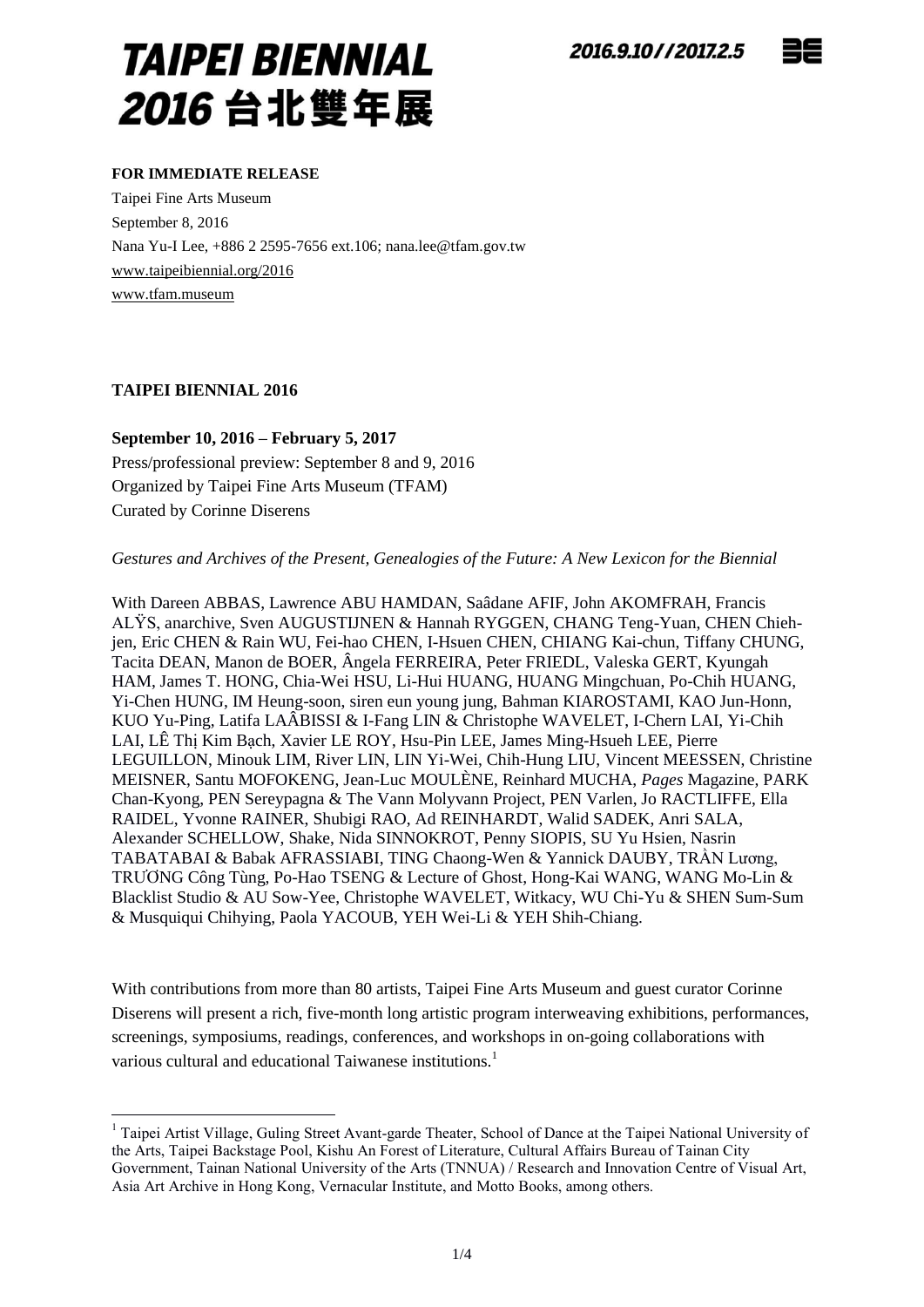# TAIPEI BIENNIAL 2016 台北雙年展

2016.9.10//2017.2.5

**FOR IMMEDIATE RELEASE**

Taipei Fine Arts Museum
September 8, 2016
Nana Yu-I Lee, +886 2 2595-7656 ext.106; nana.lee@tfam.gov.tw
www.taipeibiennial.org/2016
www.tfam.museum

**TAIPEI BIENNIAL 2016**

**September 10, 2016 – February 5, 2017**
Press/professional preview: September 8 and 9, 2016
Organized by Taipei Fine Arts Museum (TFAM)
Curated by Corinne Diserens

*Gestures and Archives of the Present, Genealogies of the Future: A New Lexicon for the Biennial*

With Dareen ABBAS, Lawrence ABU HAMDAN, Saâdane AFIF, John AKOMFRAH, Francis ALŸS, anarchive, Sven AUGUSTIJNEN & Hannah RYGGEN, CHANG Teng-Yuan, CHEN Chieh-jen, Eric CHEN & Rain WU, Fei-hao CHEN, I-Hsuen CHEN, CHIANG Kai-chun, Tiffany CHUNG, Tacita DEAN, Manon de BOER, Ângela FERREIRA, Peter FRIEDL, Valeska GERT, Kyungah HAM, James T. HONG, Chia-Wei HSU, Li-Hui HUANG, HUANG Mingchuan, Po-Chih HUANG, Yi-Chen HUNG, IM Heung-soon, siren eun young jung, Bahman KIAROSTAMI, KAO Jun-Honn, KUO Yu-Ping, Latifa LAÂBISSI & I-Fang LIN & Christophe WAVELET, I-Chern LAI, Yi-Chih LAI, LÊ Thị Kim Bạch, Xavier LE ROY, Hsu-Pin LEE, James Ming-Hsueh LEE, Pierre LEGUILLON, Minouk LIM, River LIN, LIN Yi-Wei, Chih-Hung LIU, Vincent MEESSEN, Christine MEISNER, Santu MOFOKENG, Jean-Luc MOULÈNE, Reinhard MUCHA, *Pages* Magazine, PARK Chan-Kyong, PEN Sereypagna & The Vann Molyvann Project, PEN Varlen, Jo RACTLIFFE, Ella RAIDEL, Yvonne RAINER, Shubigi RAO, Ad REINHARDT, Walid SADEK, Anri SALA, Alexander SCHELLOW, Shake, Nida SINNOKROT, Penny SIOPIS, SU Yu Hsien, Nasrin TABATABAI & Babak AFRASSIABI, TING Chaong-Wen & Yannick DAUBY, TRẦN Lương, TRƯƠNG Công Tùng, Po-Hao TSENG & Lecture of Ghost, Hong-Kai WANG, WANG Mo-Lin & Blacklist Studio & AU Sow-Yee, Christophe WAVELET, Witkacy, WU Chi-Yu & SHEN Sum-Sum & Musquiqui Chihying, Paola YACOUB, YEH Wei-Li & YEH Shih-Chiang.

With contributions from more than 80 artists, Taipei Fine Arts Museum and guest curator Corinne Diserens will present a rich, five-month long artistic program interweaving exhibitions, performances, screenings, symposiums, readings, conferences, and workshops in on-going collaborations with various cultural and educational Taiwanese institutions.[1]

[1] Taipei Artist Village, Guling Street Avant-garde Theater, School of Dance at the Taipei National University of the Arts, Taipei Backstage Pool, Kishu An Forest of Literature, Cultural Affairs Bureau of Tainan City Government, Tainan National University of the Arts (TNNUA) / Research and Innovation Centre of Visual Art, Asia Art Archive in Hong Kong, Vernacular Institute, and Motto Books, among others.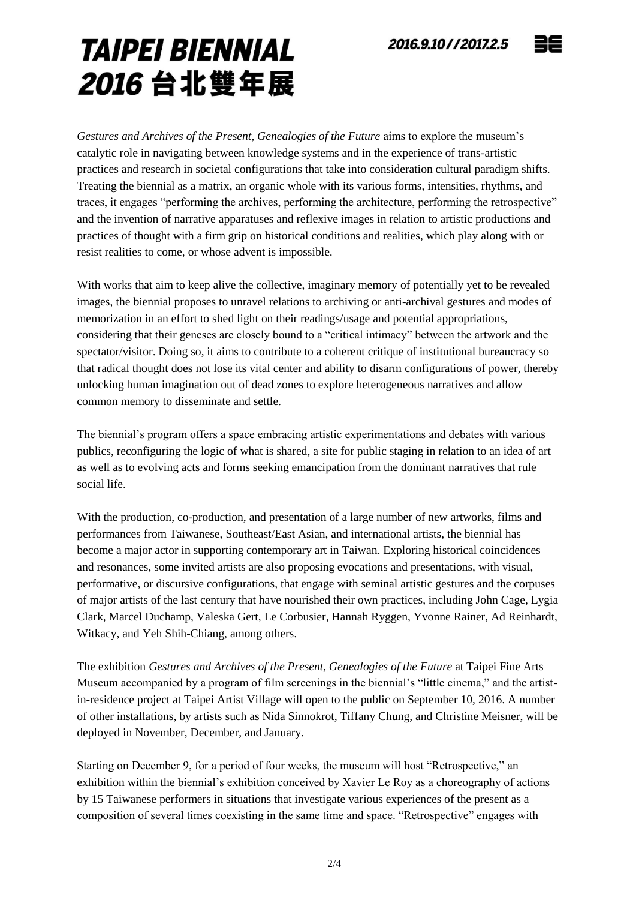*Gestures and Archives of the Present, Genealogies of the Future* aims to explore the museum's catalytic role in navigating between knowledge systems and in the experience of trans-artistic practices and research in societal configurations that take into consideration cultural paradigm shifts. Treating the biennial as a matrix, an organic whole with its various forms, intensities, rhythms, and traces, it engages "performing the archives, performing the architecture, performing the retrospective" and the invention of narrative apparatuses and reflexive images in relation to artistic productions and practices of thought with a firm grip on historical conditions and realities, which play along with or resist realities to come, or whose advent is impossible.

With works that aim to keep alive the collective, imaginary memory of potentially yet to be revealed images, the biennial proposes to unravel relations to archiving or anti-archival gestures and modes of memorization in an effort to shed light on their readings/usage and potential appropriations, considering that their geneses are closely bound to a "critical intimacy" between the artwork and the spectator/visitor. Doing so, it aims to contribute to a coherent critique of institutional bureaucracy so that radical thought does not lose its vital center and ability to disarm configurations of power, thereby unlocking human imagination out of dead zones to explore heterogeneous narratives and allow common memory to disseminate and settle.

The biennial's program offers a space embracing artistic experimentations and debates with various publics, reconfiguring the logic of what is shared, a site for public staging in relation to an idea of art as well as to evolving acts and forms seeking emancipation from the dominant narratives that rule social life.

With the production, co-production, and presentation of a large number of new artworks, films and performances from Taiwanese, Southeast/East Asian, and international artists, the biennial has become a major actor in supporting contemporary art in Taiwan. Exploring historical coincidences and resonances, some invited artists are also proposing evocations and presentations, with visual, performative, or discursive configurations, that engage with seminal artistic gestures and the corpuses of major artists of the last century that have nourished their own practices, including John Cage, Lygia Clark, Marcel Duchamp, Valeska Gert, Le Corbusier, Hannah Ryggen, Yvonne Rainer, Ad Reinhardt, Witkacy, and Yeh Shih-Chiang, among others.

The exhibition *Gestures and Archives of the Present, Genealogies of the Future* at Taipei Fine Arts Museum accompanied by a program of film screenings in the biennial's "little cinema," and the artist-in-residence project at Taipei Artist Village will open to the public on September 10, 2016. A number of other installations, by artists such as Nida Sinnokrot, Tiffany Chung, and Christine Meisner, will be deployed in November, December, and January.

Starting on December 9, for a period of four weeks, the museum will host "Retrospective," an exhibition within the biennial's exhibition conceived by Xavier Le Roy as a choreography of actions by 15 Taiwanese performers in situations that investigate various experiences of the present as a composition of several times coexisting in the same time and space. "Retrospective" engages with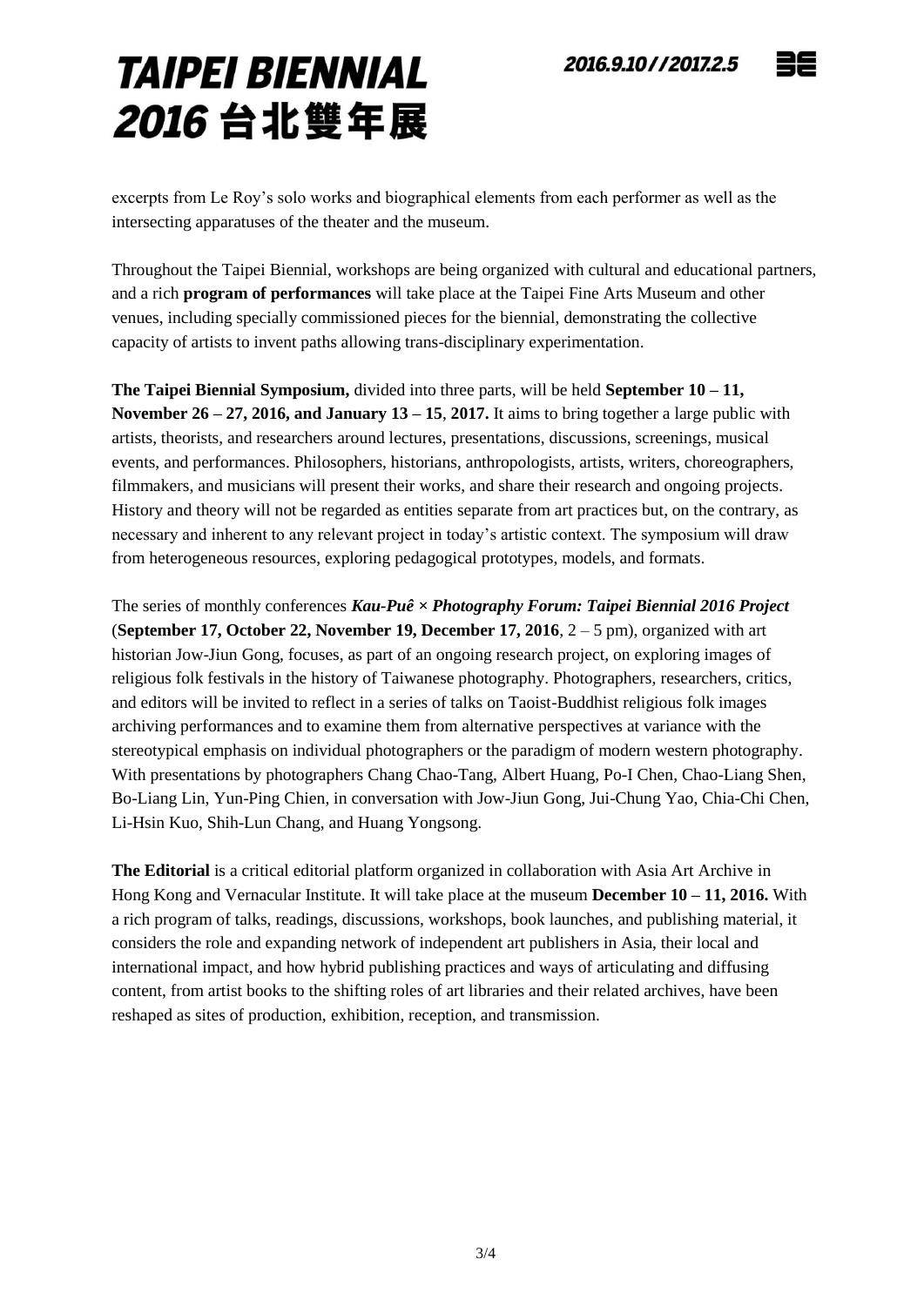excerpts from Le Roy's solo works and biographical elements from each performer as well as the intersecting apparatuses of the theater and the museum.

Throughout the Taipei Biennial, workshops are being organized with cultural and educational partners, and a rich **program of performances** will take place at the Taipei Fine Arts Museum and other venues, including specially commissioned pieces for the biennial, demonstrating the collective capacity of artists to invent paths allowing trans-disciplinary experimentation.

**The Taipei Biennial Symposium,** divided into three parts, will be held **September 10 – 11, November 26 – 27, 2016, and January 13 – 15**, **2017.** It aims to bring together a large public with artists, theorists, and researchers around lectures, presentations, discussions, screenings, musical events, and performances. Philosophers, historians, anthropologists, artists, writers, choreographers, filmmakers, and musicians will present their works, and share their research and ongoing projects. History and theory will not be regarded as entities separate from art practices but, on the contrary, as necessary and inherent to any relevant project in today's artistic context. The symposium will draw from heterogeneous resources, exploring pedagogical prototypes, models, and formats.

The series of monthly conferences ***Kau-Puê × Photography Forum: Taipei Biennial 2016 Project*** (**September 17, October 22, November 19, December 17, 2016**, 2 – 5 pm), organized with art historian Jow-Jiun Gong, focuses, as part of an ongoing research project, on exploring images of religious folk festivals in the history of Taiwanese photography. Photographers, researchers, critics, and editors will be invited to reflect in a series of talks on Taoist-Buddhist religious folk images archiving performances and to examine them from alternative perspectives at variance with the stereotypical emphasis on individual photographers or the paradigm of modern western photography. With presentations by photographers Chang Chao-Tang, Albert Huang, Po-I Chen, Chao-Liang Shen, Bo-Liang Lin, Yun-Ping Chien, in conversation with Jow-Jiun Gong, Jui-Chung Yao, Chia-Chi Chen, Li-Hsin Kuo, Shih-Lun Chang, and Huang Yongsong.

**The Editorial** is a critical editorial platform organized in collaboration with Asia Art Archive in Hong Kong and Vernacular Institute. It will take place at the museum **December 10 – 11, 2016.** With a rich program of talks, readings, discussions, workshops, book launches, and publishing material, it considers the role and expanding network of independent art publishers in Asia, their local and international impact, and how hybrid publishing practices and ways of articulating and diffusing content, from artist books to the shifting roles of art libraries and their related archives, have been reshaped as sites of production, exhibition, reception, and transmission.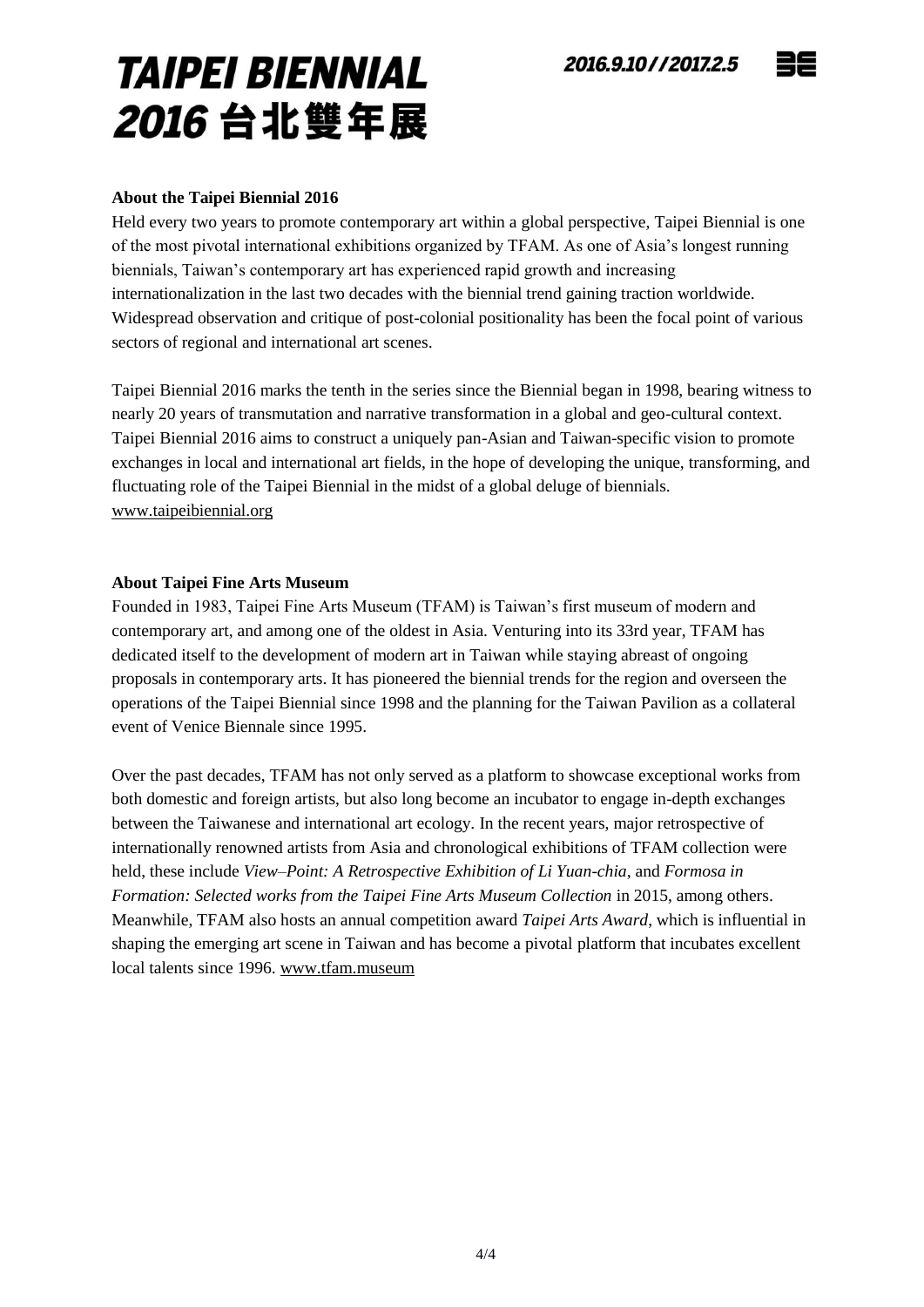## About the Taipei Biennial 2016

Held every two years to promote contemporary art within a global perspective, Taipei Biennial is one of the most pivotal international exhibitions organized by TFAM. As one of Asia's longest running biennials, Taiwan's contemporary art has experienced rapid growth and increasing internationalization in the last two decades with the biennial trend gaining traction worldwide. Widespread observation and critique of post-colonial positionality has been the focal point of various sectors of regional and international art scenes.

Taipei Biennial 2016 marks the tenth in the series since the Biennial began in 1998, bearing witness to nearly 20 years of transmutation and narrative transformation in a global and geo-cultural context. Taipei Biennial 2016 aims to construct a uniquely pan-Asian and Taiwan-specific vision to promote exchanges in local and international art fields, in the hope of developing the unique, transforming, and fluctuating role of the Taipei Biennial in the midst of a global deluge of biennials. www.taipeibiennial.org

## About Taipei Fine Arts Museum

Founded in 1983, Taipei Fine Arts Museum (TFAM) is Taiwan's first museum of modern and contemporary art, and among one of the oldest in Asia. Venturing into its 33rd year, TFAM has dedicated itself to the development of modern art in Taiwan while staying abreast of ongoing proposals in contemporary arts. It has pioneered the biennial trends for the region and overseen the operations of the Taipei Biennial since 1998 and the planning for the Taiwan Pavilion as a collateral event of Venice Biennale since 1995.

Over the past decades, TFAM has not only served as a platform to showcase exceptional works from both domestic and foreign artists, but also long become an incubator to engage in-depth exchanges between the Taiwanese and international art ecology. In the recent years, major retrospective of internationally renowned artists from Asia and chronological exhibitions of TFAM collection were held, these include *View–Point: A Retrospective Exhibition of Li Yuan-chia*, and *Formosa in Formation: Selected works from the Taipei Fine Arts Museum Collection* in 2015, among others. Meanwhile, TFAM also hosts an annual competition award *Taipei Arts Award*, which is influential in shaping the emerging art scene in Taiwan and has become a pivotal platform that incubates excellent local talents since 1996. www.tfam.museum